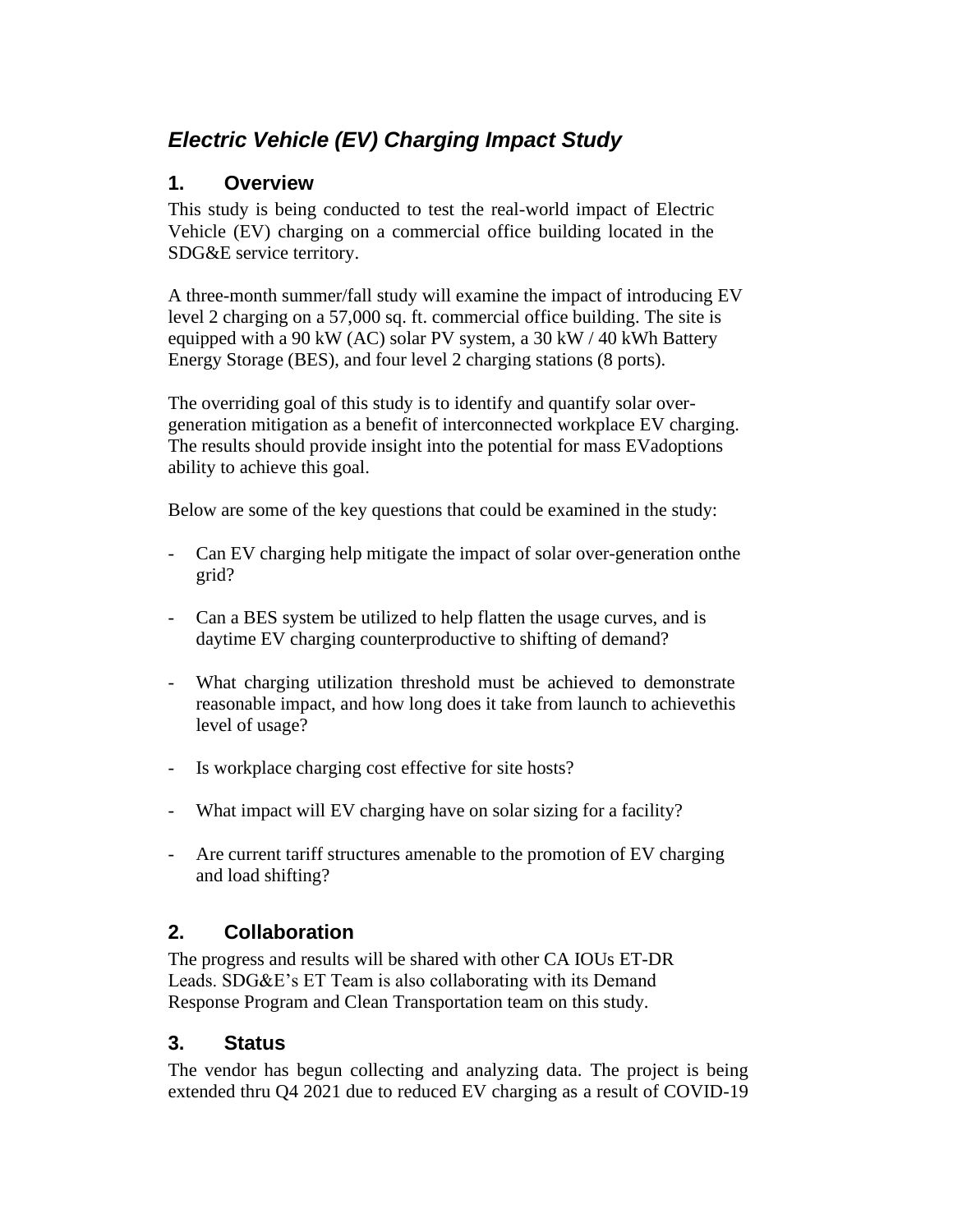# *Electric Vehicle (EV) Charging Impact Study*

## 1. Overview

This study is being conducted to test the real-world impact of Electric Vehicle (EV) charging on a commercial office building located in the SDG&E service territory.

A three-month summer/fall study will examine the impact of introducing EV level 2 charging on a 57,000 sq. ft. commercial office building. The site is equipped with a 90 kW (AC) solar PV system, a 30 kW / 40 kWh Battery Energy Storage (BES), and four level 2 charging stations (8 ports).

The overriding goal of this study is to identify and quantify solar over-generation mitigation as a benefit of interconnected workplace EV charging. The results should provide insight into the potential for mass EVadoptions ability to achieve this goal.

Below are some of the key questions that could be examined in the study:

- Can EV charging help mitigate the impact of solar over-generation onthe grid?
- Can a BES system be utilized to help flatten the usage curves, and is daytime EV charging counterproductive to shifting of demand?
- What charging utilization threshold must be achieved to demonstrate reasonable impact, and how long does it take from launch to achievethis level of usage?
- Is workplace charging cost effective for site hosts?
- What impact will EV charging have on solar sizing for a facility?
- Are current tariff structures amenable to the promotion of EV charging and load shifting?

## 2. Collaboration

The progress and results will be shared with other CA IOUs ET-DR Leads. SDG&E's ET Team is also collaborating with its Demand Response Program and Clean Transportation team on this study.

## 3. Status

The vendor has begun collecting and analyzing data. The project is being extended thru Q4 2021 due to reduced EV charging as a result of COVID-19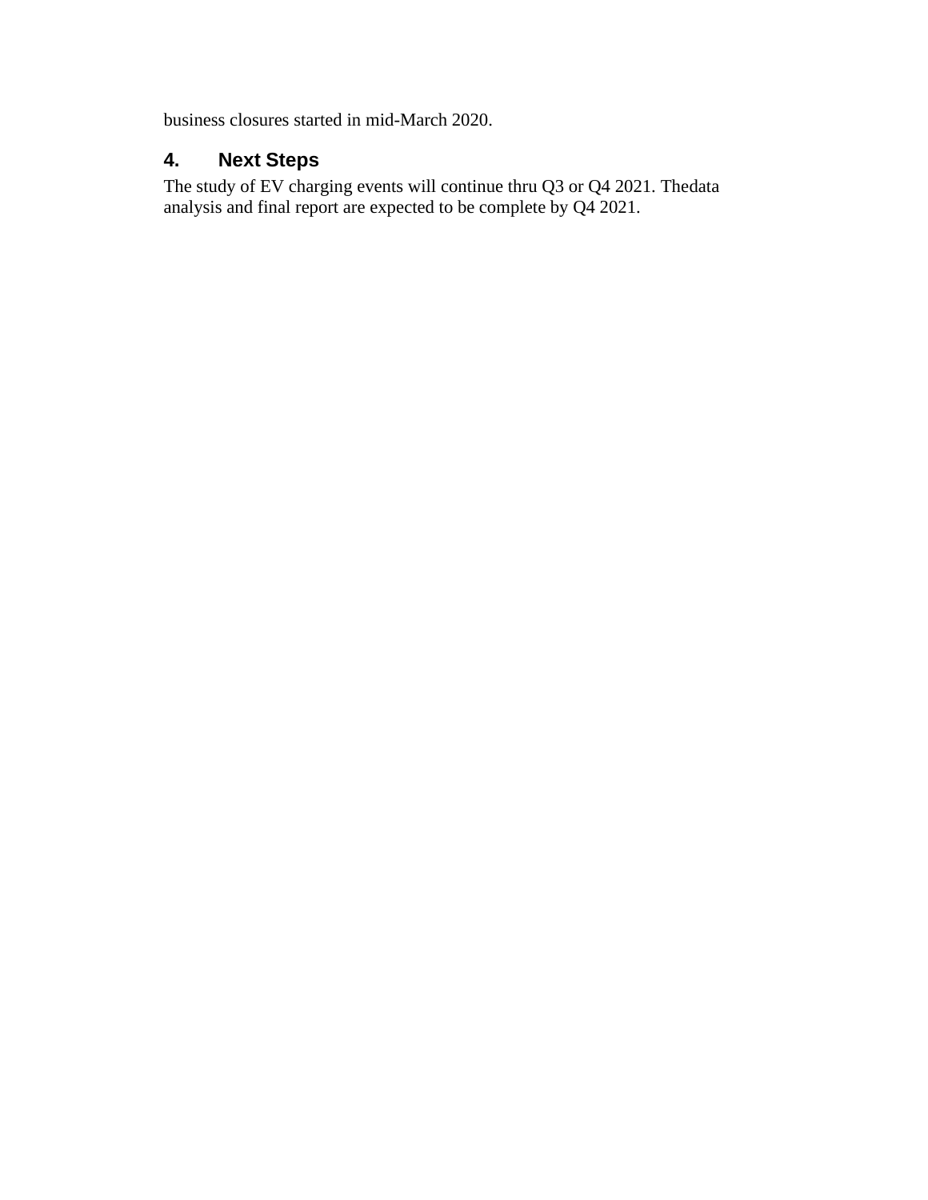business closures started in mid-March 2020.

## 4. Next Steps

The study of EV charging events will continue thru Q3 or Q4 2021. Thedata analysis and final report are expected to be complete by Q4 2021.